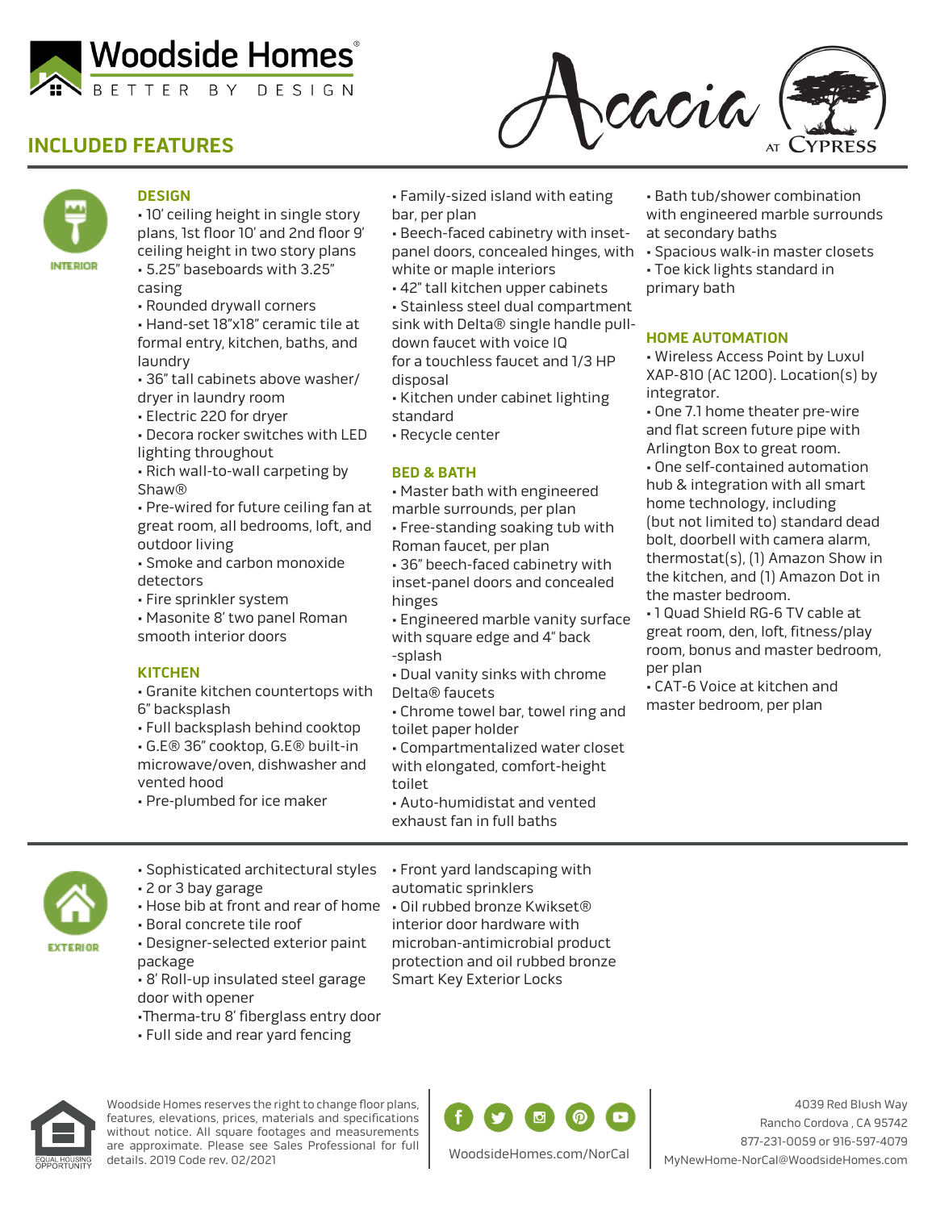Woodside Homes®

BETTER BY DESIGN

Acacia at Cypress

# INCLUDED FEATURES

## INTERIOR

### DESIGN

- 10' ceiling height in single story plans, 1st floor 10' and 2nd floor 9' ceiling height in two story plans
- 5.25" baseboards with 3.25" casing
- Rounded drywall corners
- Hand-set 18"x18" ceramic tile at formal entry, kitchen, baths, and laundry
- 36" tall cabinets above washer/dryer in laundry room
- Electric 220 for dryer
- Decora rocker switches with LED lighting throughout
- Rich wall-to-wall carpeting by Shaw®
- Pre-wired for future ceiling fan at great room, all bedrooms, loft, and outdoor living
- Smoke and carbon monoxide detectors
- Fire sprinkler system
- Masonite 8' two panel Roman smooth interior doors

### KITCHEN

- Granite kitchen countertops with 6" backsplash
- Full backsplash behind cooktop
- G.E® 36" cooktop, G.E® built-in microwave/oven, dishwasher and vented hood
- Pre-plumbed for ice maker
- Family-sized island with eating bar, per plan
- Beech-faced cabinetry with inset-panel doors, concealed hinges, with white or maple interiors
- 42" tall kitchen upper cabinets
- Stainless steel dual compartment sink with Delta® single handle pull-down faucet with voice IQ for a touchless faucet and 1/3 HP disposal
- Kitchen under cabinet lighting standard
- Recycle center

### BED & BATH

- Master bath with engineered marble surrounds, per plan
- Free-standing soaking tub with Roman faucet, per plan
- 36" beech-faced cabinetry with inset-panel doors and concealed hinges
- Engineered marble vanity surface with square edge and 4" back -splash
- Dual vanity sinks with chrome Delta® faucets
- Chrome towel bar, towel ring and toilet paper holder
- Compartmentalized water closet with elongated, comfort-height toilet
- Auto-humidistat and vented exhaust fan in full baths
- Bath tub/shower combination with engineered marble surrounds at secondary baths
- Spacious walk-in master closets
- Toe kick lights standard in primary bath

### HOME AUTOMATION

- Wireless Access Point by Luxul XAP-810 (AC 1200). Location(s) by integrator.
- One 7.1 home theater pre-wire and flat screen future pipe with Arlington Box to great room.
- One self-contained automation hub & integration with all smart home technology, including (but not limited to) standard dead bolt, doorbell with camera alarm, thermostat(s), (1) Amazon Show in the kitchen, and (1) Amazon Dot in the master bedroom.
- 1 Quad Shield RG-6 TV cable at great room, den, loft, fitness/play room, bonus and master bedroom, per plan
- CAT-6 Voice at kitchen and master bedroom, per plan

## EXTERIOR

- Sophisticated architectural styles
- 2 or 3 bay garage
- Hose bib at front and rear of home
- Boral concrete tile roof
- Designer-selected exterior paint package
- 8' Roll-up insulated steel garage door with opener
- Therma-tru 8' fiberglass entry door
- Full side and rear yard fencing
- Front yard landscaping with automatic sprinklers
- Oil rubbed bronze Kwikset® interior door hardware with microban-antimicrobial product protection and oil rubbed bronze Smart Key Exterior Locks

Woodside Homes reserves the right to change floor plans, features, elevations, prices, materials and specifications without notice. All square footages and measurements are approximate. Please see Sales Professional for full details. 2019 Code rev. 02/2021

EQUAL HOUSING OPPORTUNITY

WoodsideHomes.com/NorCal

4039 Red Blush Way
Rancho Cordova , CA 95742
877-231-0059 or 916-597-4079
MyNewHome-NorCal@WoodsideHomes.com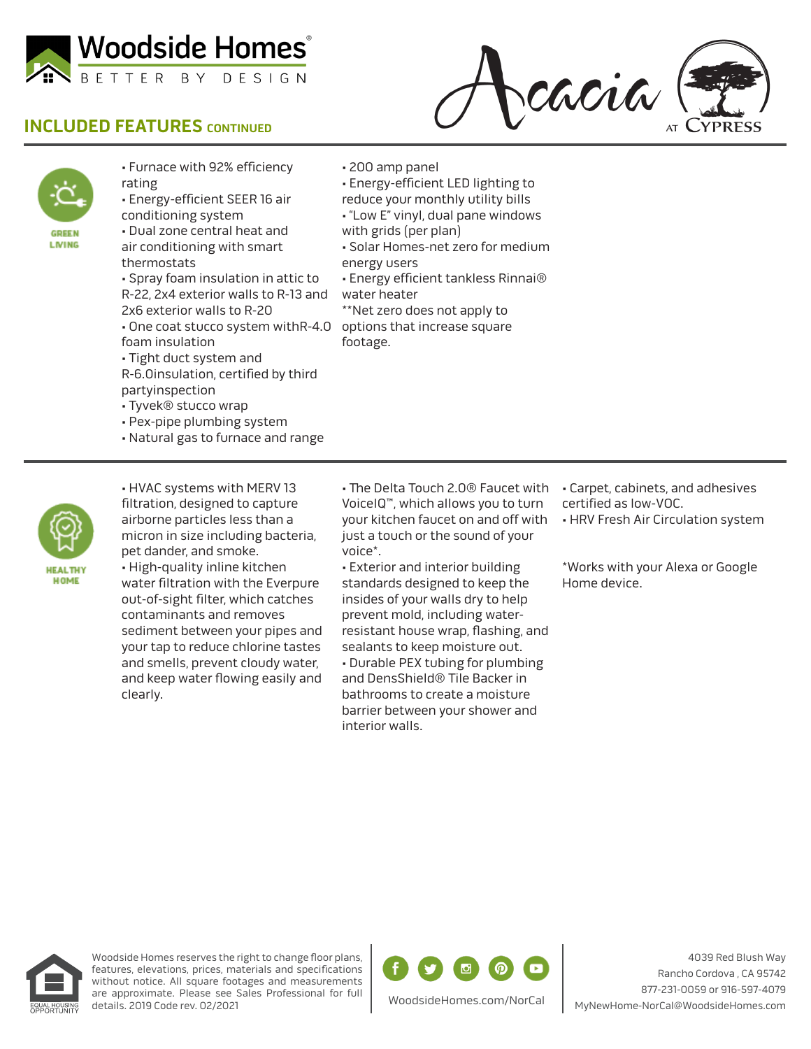Woodside Homes®

BETTER BY DESIGN

Acacia AT CYPRESS

## INCLUDED FEATURES CONTINUED

### GREEN LIVING

- Furnace with 92% efficiency rating
- Energy-efficient SEER 16 air conditioning system
- Dual zone central heat and air conditioning with smart thermostats
- Spray foam insulation in attic to R-22, 2x4 exterior walls to R-13 and 2x6 exterior walls to R-20
- One coat stucco system withR-4.0 foam insulation
- Tight duct system and R-6.0insulation, certified by third partyinspection
- Tyvek® stucco wrap
- Pex-pipe plumbing system
- Natural gas to furnace and range
- 200 amp panel
- Energy-efficient LED lighting to reduce your monthly utility bills
- "Low E" vinyl, dual pane windows with grids (per plan)
- Solar Homes-net zero for medium energy users
- Energy efficient tankless Rinnai® water heater

**Net zero does not apply to options that increase square footage.

### HEALTHY HOME

- HVAC systems with MERV 13 filtration, designed to capture airborne particles less than a micron in size including bacteria, pet dander, and smoke.
- High-quality inline kitchen water filtration with the Everpure out-of-sight filter, which catches contaminants and removes sediment between your pipes and your tap to reduce chlorine tastes and smells, prevent cloudy water, and keep water flowing easily and clearly.
- The Delta Touch 2.0® Faucet with VoiceIQ™, which allows you to turn your kitchen faucet on and off with just a touch or the sound of your voice*.
- Exterior and interior building standards designed to keep the insides of your walls dry to help prevent mold, including water-resistant house wrap, flashing, and sealants to keep moisture out.
- Durable PEX tubing for plumbing and DensShield® Tile Backer in bathrooms to create a moisture barrier between your shower and interior walls.
- Carpet, cabinets, and adhesives certified as low-VOC.
- HRV Fresh Air Circulation system

*Works with your Alexa or Google Home device.

EQUAL HOUSING OPPORTUNITY

Woodside Homes reserves the right to change floor plans, features, elevations, prices, materials and specifications without notice. All square footages and measurements are approximate. Please see Sales Professional for full details. 2019 Code rev. 02/2021

WoodsideHomes.com/NorCal

4039 Red Blush Way
Rancho Cordova , CA 95742
877-231-0059 or 916-597-4079
MyNewHome-NorCal@WoodsideHomes.com